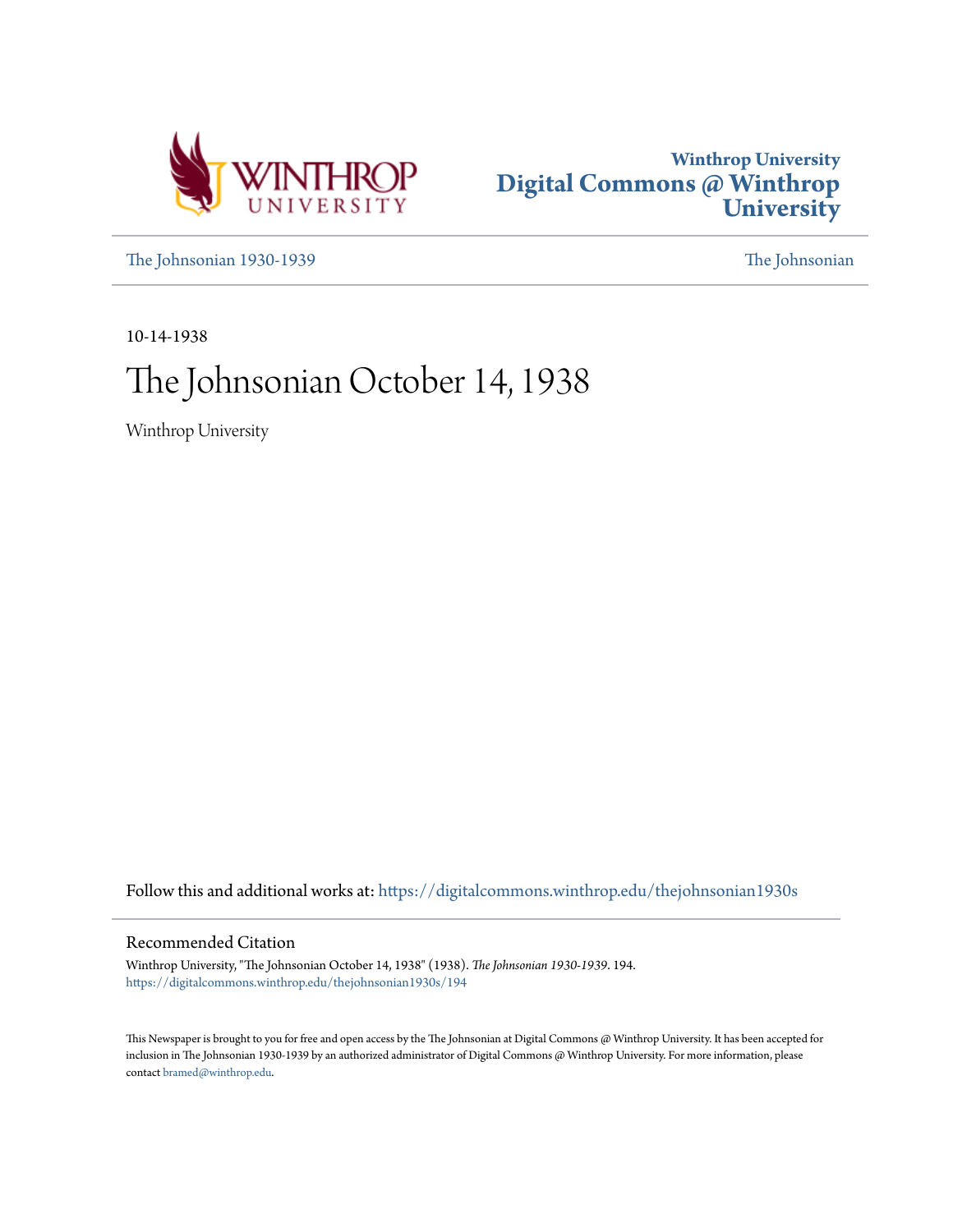Winthrop University
# Digital Commons @ Winthrop University

The Johnsonian 1930-1939

The Johnsonian

10-14-1938

# The Johnsonian October 14, 1938

Winthrop University

Follow this and additional works at: https://digitalcommons.winthrop.edu/thejohnsonian1930s

## Recommended Citation

Winthrop University, "The Johnsonian October 14, 1938" (1938). *The Johnsonian 1930-1939*. 194.
https://digitalcommons.winthrop.edu/thejohnsonian1930s/194

This Newspaper is brought to you for free and open access by the The Johnsonian at Digital Commons @ Winthrop University. It has been accepted for inclusion in The Johnsonian 1930-1939 by an authorized administrator of Digital Commons @ Winthrop University. For more information, please contact bramed@winthrop.edu.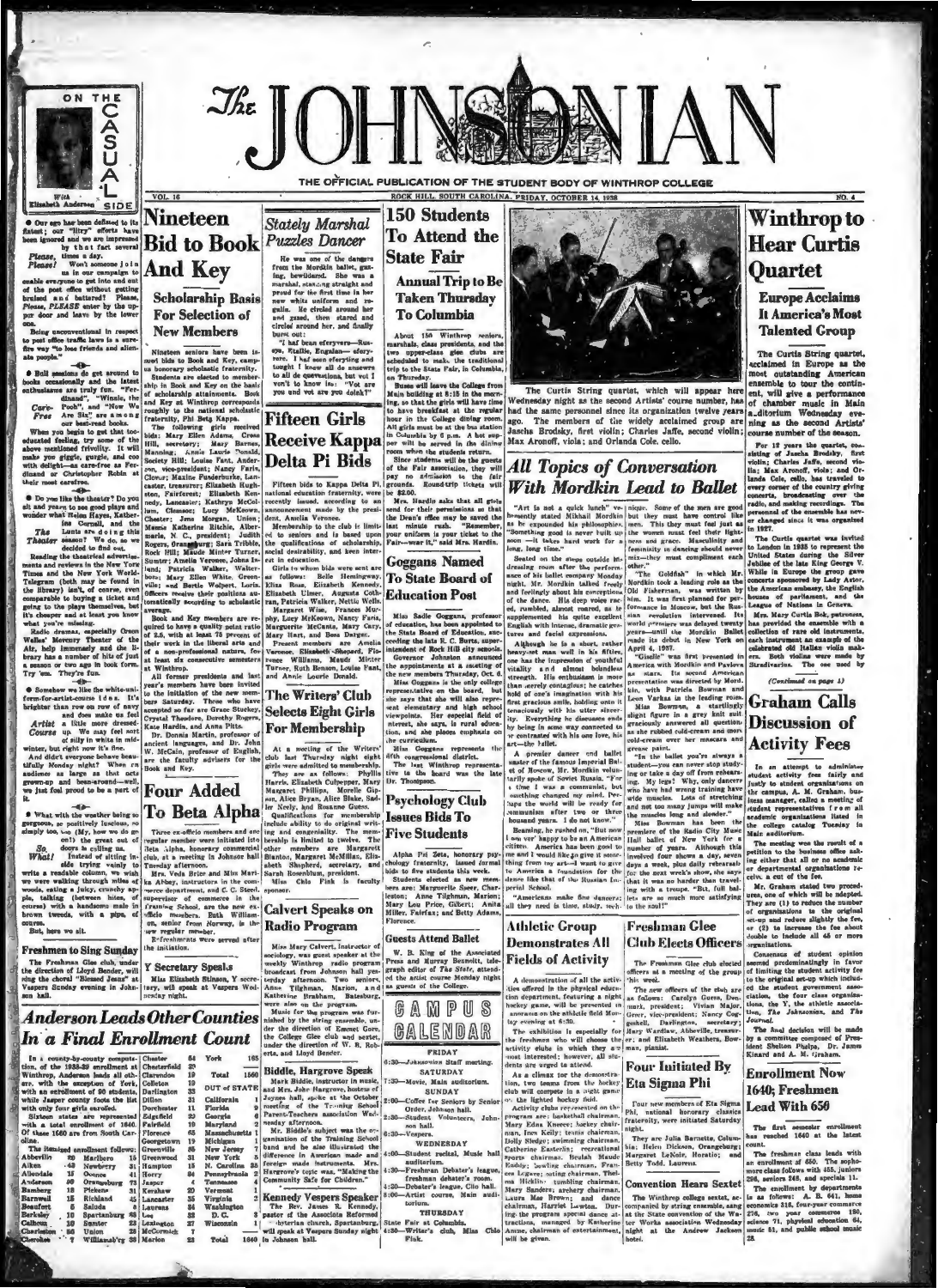# The JOHNSONIAN

THE OFFICIAL PUBLICATION OF THE STUDENT BODY OF WINTHROP COLLEGE

VOL. 16 — ROCK HILL, SOUTH CAROLINA, FRIDAY, OCTOBER 14, 1938 — NO. 4

## ON THE CAMPUS ALONG THE SIDE

With Elizabeth Anderson

● Our ego has been deflated to its flatest; our "litry" efforts have been ignored and we are impressed by that fact several times a day.

*Please, Please!* Won't someone join us in our campaign to enable everyone to get into and out of the post office without getting bruised and battered? Please, Please, PLEASE enter by the upper door and leave by the lower one.

Being unconventional in respect to post office traffic laws is a sure-fire way "to lose friends and alienate people."

● Bull sessions do get around to books occasionally and the latest enthusiasms are truly fun. "Ferdinand", "Winnie, the Pooh", and "Now We Are Six" are among our best-read books.

*Carte-Free*

When you begin to get that too-educated feeling, try some of the above mentioned frivolity. It will make you giggle, gurgle, and coo with delight—as care-free as Ferdinand or Christopher Robin at their most carefree.

● Do you like the theater? Do you sit and yearn to see good plays and wonder what Helen Hayes, Katherine Cornell, and the Lunts are doing this season? We do, so we decided to find out.

*The Theater*

Reading the theatrical advertisements and reviews in the New York Times and the New York World-Telegram (both may be found in the library) isn't, of course, even comparable to buying a ticket and going to the plays themselves, but it's cheaper and at least you know what you're missing.

Radio dramas, especially Orson Welles' Mercury Theater of the Air, help immensely and the library has a number of hit plays of just a season or two ago in book form. Try 'em. They're fun.

● Somehow we like the white-uniform-for-artist-course idea. It's brighter than row on row of navy and does make us feel a little more dressed-up. We may feel sort of silly in white in mid-winter, but right now it's fine.

*Artist Course*

And didn't everyone behave beautifully Monday night? When an audience as large as that acts grown-up and been-around—well, we just feel proud to be a part of it.

● What with the weather being so gorgeous, so positively luscious, so simply too, too (My, how we do go on!) for the great out of doors is calling us.

*So, What!*

Instead of sitting inside trying vainly to write a readable column, we wish we were walking through miles of woods, eating a juicy, crunchy apple, talking (between bites, of course) with a handsome male in brown tweeds, with a pipe, of course.

But, here we sit.

## Freshmen to Sing Sunday

The Freshman Glee club, under the direction of Lloyd Bender, will sing the choral "Blessed Jesus" at Vespers Sunday evening in Johnson hall.

## Nineteen Bid to Book And Key

### Scholarship Basis For Selection of New Members

Nineteen seniors have been issued bids to Book and Key, campus honorary scholastic fraternity.

Students are elected to membership in Book and Key on the basis of scholarship attainments. Book and Key at Winthrop corresponds roughly to the national scholastic fraternity, Phi Beta Kappa.

The following girls received bids: Mary Ellen Adams, Cross Hill, secretary; Mary Barron, Manning; Annie Laurie Donald, Society Hill; Louise Fant, Anderson, vice-president; Nancy Faris, Clover; Maxine Funderburke, Lancaster, treasurer; Elizabeth Hughston, Fairforest; Elizabeth Kennedy, Lancaster; Kathryn McCollum, Clemson; Lucy McKeown, Chester; Jane Morgan, Union; Mamie Katherine Ritchie, Albemarle, N. C., president; Judith Rogers, Orangeburg; Sara Tribble, Rock Hill; Maude Minter Turner, Sumter; Amelia Veronee, Johns Island; Patricia Walker, Walterboro; Mary Ellen White, Greenville; and Bertie Wolpert, Loris. Officers receive their positions automatically according to scholastic average.

Book and Key members are required to have a quality point ratio of 2.5, with at least 75 percent of their work in the liberal arts and of a non-professional nature, for at least six consecutive semesters at Winthrop.

All former presidents and last year's members have been invited to the initiation of the new members Saturday. Those who have accepted so far are Grace Stuckey, Crystal Theodore, Dorothy Rogers, Kate Hardin, and Anna Pitts.

Dr. Donnis Martin, professor of ancient languages, and Dr. John W. McCain, professor of English, are the faculty advisers for the Book and Key.

## Four Added To Beta Alpha

Three ex-officio members and one regular member were initiated into Beta Alpha, honorary commercial club, at a meeting in Johnson hall Tuesday afternoon.

Mrs. Vida Brice and Miss Marion Abbey, instructors in the commerce department, and C. C. Steed, supervisor of commerce in the Training School, are the new ex-officio members. Ruth William-son, senior from Norway, is the new regular member.

Refreshments were served after the initiation.

### Y Secretary Speaks

Miss Elizabeth Stinson, Y secretary, will speak at Vespers Wednesday night.

## Stately Marshal Puzzles Dancer

He was one of the dancers from the Mordkin ballet, gazing, bewildered. She was a marshal, standing straight and proud for the first time in her new white uniform and regalia. He circled around her and gazed, then stared and circled around her, and finally burst out:

"I ave seen eferywere—Russia, Ittallie, Engalan—eferywere. I haf seen eferyting and taught I knew all de answers to all de queestions, but vot I yon't be know is: 'Vot are you and vot are you doink?'"

## Fifteen Girls Receive Kappa Delta Pi Bids

Fifteen bids to Kappa Delta Pi, national education fraternity, were recently issued, according to an announcement made by the president, Amelia Veronee.

Membership to the club is limited to seniors and is based upon the qualifications of scholarship, social desirability, and keen interest in education.

Girls to whom bids were sent are as follows: Ruth Hemingway, Eliza Ross, Elizabeth Kennedy, Elizabeth Ulmer, Augusta Cothran, Patricia Walker, Nettie Wells, Margaret Wise, Frances Murphy, Lucy McKeown, Nancy Faris, Marguerite McCants, Mary Cary, Mary Hart, and Bess Darger.

Present members are Amelia Veronee, Elizabeth Sheperd, Florence Williams, Maude Minter Turner, Ruth Benson, Louise Fant, and Annie Laurie Donald.

## The Writers' Club Selects Eight Girls For Membership

At a meeting of the Writers' club last Thursday night eight girls were admitted to membership.

They are as follows: Phyllis Harris, Elizabeth Culpepper, Mary Margaret Phillips, Morelle Gibson, Alice Bryan, Alice Blake, Sadler Neely, and Roxanne Guess.

Qualifications for membership include ability to do original writing and congeniality. The membership is limited to twelve. The other members are Margaret Blanton, Margaret McMillan, Elizabeth Shepherd, secretary, and Sarah Rosenblum, president.

Miss Chlo Fink is faculty sponsor.

## Calvert Speaks on Radio Program

Miss Mary Calvert, instructor of sociology, was guest speaker at the weekly Winthrop radio program broadcast from Johnson hall yesterday afternoon. Two seniors, Anne Tilghman, Marion, and Katharine Brabham, Batesburg, were also on the program.

Music for the program was furnished by the string ensemble, under the direction of Emmet Gore, the College Glee club and sextet, under the direction of W. B. Roberts, and Lloyd Bender.

## Biddle, Hargrove Speak

Mark Biddle, instructor in music, and Mrs. John Hargrove, hostess of Joynes hall, spoke at the October meeting of the Training School Parent-Teachers association Wednesday afternoon.

Mr. Biddle's subject was the organization of the Training School band and he also illustrated the difference in American made and foreign made instruments. Mrs. Hargrove's topic was, "Making the Community Safe for Children."

## Kennedy Vespers Speaker

The Rev. James R. Kennedy, pastor of the Associate Reformed Presbyterian church, Spartanburg, will speak at Vespers Sunday night in Johnson hall.

## 150 Students To Attend the State Fair

### Annual Trip to Be Taken Thursday To Columbia

About 150 Winthrop seniors, marshals, class presidents, and the two upper-class glee clubs are scheduled to make the traditional trip to the State Fair, in Columbia, on Thursday.

Buses will leave the College from Main building at 8:15 in the morning, so that the girls will have time to have breakfast at the regular hour in the College dining room. All girls must be at the bus station in Columbia by 6 p.m. A hot supper will be served in the dining room when the students return.

Since students will be the guests of the Fair association, they will pay no admission to the fair grounds. Roundtrip tickets will be $2.00.

Mrs. Hardin asks that all girls send for their permissions so that the Dean's office may be saved the last minute rush. "Remember, your uniform is your ticket to the Fair—wear it," said Mrs. Hardin.

## Coggans Named To State Board of Education Post

Miss Sadie Goggans, professor of education, has been appointed to the State Board of Education, succeeding the late R. C. Burts, superintendent of Rock Hill city schools. Governor Johnston announced the appointments at a meeting of the new members Thursday, Oct. 6.

Miss Goggans is the only college representative on the board, but she says that she will also represent elementary and high school viewpoints. Her especial field of interest, she says, is rural education, and she places emphasis on the curriculum.

Miss Goggans represents the fifth congressional district.

The last Winthrop representative to the board was the late Dr. Thompson.

## Psychology Club Issues Bids To Five Students

Alpha Psi Zeta, honorary psychology fraternity, issued formal bids to five students this week.

Students elected as new members are: Marguerite Speer, Charleston; Anne Tilghman, Marion; Mary Lou Price, Gilbert; Anita Miller, Fairfax; and Betty Adams, Florence.

## Guests Attend Ballet

W. B. King of the Associated Press and Murray Bennett, telegraph editor of The State, attended the artist course Monday night as guests of the College.

## CAMPUS CALENDAR

**FRIDAY**

6:30—Johnsonian Staff meeting.

**SATURDAY**

7:30—Movie, Main auditorium.

**SUNDAY**

2:00—Coffee for Seniors by Senior Order, Johnson hall.

2:30—Student Volunteers, Johnson hall.

6:30—Vespers.

**WEDNESDAY**

4:00—Student recital, Music hall auditorium.

4:30—Freshman Debater's league, freshman debater's room.

4:30—Debater's league, Dr. Duren's room.

8:00—Artist course, Main auditorium.

**THURSDAY**

State Fair at Columbia.

4:30—Writer's club, Miss Chlo Fink.

The Curtis String quartet, which will appear here Wednesday night as the second Artists' course number, has had the same personnel since its organization twelve years ago. The members of the widely acclaimed group are Jascha Brodsky, first violin; Charles Jaffe, second violin; Max Aronoff, viola; and Orlando Cole, cello.

## All Topics of Conversation With Mordkin Lead to Ballet

"Art is not a quick lunch" vehemently stated Mikhail Mordkin as he expounded his philosophies. "Something good is never built up soon—it takes hard work for a long, long time."

Seated on the steps outside his dressing room after the performance of his ballet company Monday night, Mr. Mordkin talked freely and feelingly about his conceptions of the dance. His deep voice roared, rumbled, almost roared, as he supplemented his quite excellent English with intense, dramatic gestures and facial expressions.

Although he is a short, rather heavy-set man well in his fifties, one has the impression of youthful vitality and almost boundless strength. His enthusiasm is more than merely contagious; he catches hold of one's imagination with his first gracious smile, holding onto it tenaciously with his utter sincerity. Everything he discusses ends by being in some way connected to or contrasted with his one love, his art—the ballet.

A premier danseur and ballet master of the famous Imperial Ballet of Moscow, Mr. Mordkin voluntarily spoke of Soviet Russia. "For a time I was a communist, but something changed my mind. Perhaps the world will be ready for communism after two or three thousand years. I do not know."

Beaming, he rushed on, "But now I am very happy to be an American citizen. America has been good to me and I would like to give it something from my art—I want to give to America a foundation for the dance like that of the Russian Imperial School.

"Americans make fine dancers; all they need is time, study, technique. Some of the men are good but they must have control like men. This they must feel just as the women must feel their lightness and grace. Masculinity and femininity in dancing should never mix—they must compliment each other."

"The Goldfish" in which Mr. Mordkin took a leading role as the Old Fisherman, was written by him. It was first planned for performance in Moscow, but the Russian revolution intervened. Its world premiere was delayed twenty years—until the Mordkin Ballet made its debut in New York on April 4, 1937.

"Giselle" was first presented in America with Mordkin and Pavlova as stars. Its second American presentation was directed by Mordkin, with Patricia Bowman and Leon Varkas in the leading roles.

Miss Bowman, a startlingly slight figure in a grey knit suit graciously answered all questions as she rubbed cold-cream and more cold-cream over her mascara and grease paint.

"In the ballet you're always a student—you can never stop studying or take a day off from rehearsing. My legs? Why, only dancers who have had wrong training have wide muscles. Lots of stretching and not too many jumps will make the muscles long and slender."

Miss Bowman has been the premiere of the Radio City Music Hall ballet of New York for a number of years. Although this involved four shows a day, seven days a week, plus daily rehearsals for the next week's show, she says that it was no harder than traveling with a troupe. "But, full ballets are so much more satisfying to the soul!"

## Athletic Group Demonstrates All Fields of Activity

A demonstration of all the activities offered in the physical education department, featuring a night hockey game, will be presented in costume on the athletic field Monday evening at 6:30.

The exhibition is especially for the freshmen who will choose the activity clubs in which they are most interested; however, all students are urged to attend.

As a climax for the demonstration, two teams from the hockey club will compete in a night game on the lighted hockey field.

Activity clubs represented on the program are: basketball chairman, Mary Edna Kneece; hockey chairman, Ines Kelly; tennis chairman, Dolly Sledge; swimming chairman, Catherine Easterlin; recreational sports chairman, Beulah Maude Rodney; bowling chairman, Frances League; outing chairman, Thelma Hicklin; tumbling chairman, Mary Sanders; archery chairman, Laura Mae Brown; and dance chairman, Harriet Lawton. During the program special dance attractions, managed by Katherine Anne, chairman of entertainment, will be given.

## Freshman Glee Club Elects Officers

The Freshman Glee club elected officers at a meeting of the group this week.

The new officers of the club are as follows: Carolyn Guess, Denmark, president; Vivian Major, Greer, vice-president; Nancy Coggeshall, Darlington, secretary; Mary Wardlaw, Abbeville, treasurer; and Elizabeth Weathers, Bowman, pianist.

## Four Initiated By Eta Sigma Phi

Four new members of Eta Sigma Phi, national honorary classics fraternity, were initiated Saturday night.

They are Julia Barnette, Columbia; Helen Dickson, Orangeburg; Margaret LeNoir, Horatio; and Betty Todd, Laurens.

## Convention Hears Sextet

The Winthrop college sextet, accompanied by string ensemble, sang at the State convention of the Water Works association Wednesday night at the Andrew Jackson hotel.

## Winthrop to Hear Curtis Quartet

### Europe Acclaims It America's Most Talented Group

The Curtis String quartet, acclaimed in Europe as the most outstanding American ensemble to tour the continent, will give a performance of chamber music in Main auditorium Wednesday evening as the second Artists' course number of the season.

For 12 years the quartet, consisting of Jascha Brodsky, first violin; Charles Jaffe, second violin; Max Aronoff, viola; and Orlando Cole, cello, has traveled to every corner of the country giving concerts, broadcasting over the radio, and making recordings. The personnel of the ensemble has never changed since it was organized in 1927.

The Curtis quartet was invited to London in 1935 to represent the United States during the Silver Jubilee of the late King George V. While in Europe the group gave concerts sponsored by Lady Astor, the American embassy, the English house of parliament, and the League of Nations in Geneva.

Mrs. Mary Curtis Bok, patroness, has provided the ensemble with a collection of rare old instruments, each instrument an example of the celebrated old Italian violin makers. Both violins were made by Stradivarius. The one used by

(Continued on page 4)

## Graham Calls Discussion of Activity Fees

In an attempt to administer student activity fees fairly and justly to student organizations on the campus, A. M. Graham, business manager, called a meeting of student representatives from all academic organizations listed in the college catalog Tuesday in Main auditorium.

The meeting was the result of a petition to the business office asking either that all or no academic or departmental organizations receive a cut of the fee.

Mr. Graham stated two procedures, one of which will be adopted. They are (1) to reduce the number of organizations to the original set-up and reduce slightly the fee, or (2) to increase the fee about double to include all 45 or more organizations.

Consensus of student opinion seemed predominantly in favor of limiting the student activity fee to the original set-up which included the student government association, the four class organizations, the Y, the athletic association, The Johnsonian, and The Journal.

The final decision will be made by a committee composed of President Shelton Phelps, Dr. James Kinard and A. M. Graham.

## Enrollment Now 1640; Freshmen Lead With 650

The first semester enrollment has reached 1640 at the latest count.

The freshman class leads with an enrollment of 650. The sophomore class follows with 455, juniors 296, seniors 248, and specials 11.

The enrollment by departments is as follows: A. B. 641, home economics 318, four-year commerce 276, two year commerce 130, science 71, physical education 64, music 61, and public school music 28.

## Anderson Leads Other Counties In a Final Enrollment Count

In a county-by-county classification of the 1938-39 enrollment at Winthrop, Anderson leads all others, with the exception of York, with an enrollment of 80 students, while Jasper county foots the list with only four girls enrolled.

Sixteen states are represented with a total enrollment of 1640. Of these 1560 are from South Carolina.

The itemized enrollment follows:

| County | No. | County | No. | County | No. | County | No. | County | No. |
|---|---|---|---|---|---|---|---|---|---|
| Abbeville | 29 | Marlboro | 15 | Chester | 64 | York | 165 | | |
| Aiken | 49 | Newberry | 31 | Chesterfield | 38 | | | | |
| Allendale | 15 | Oconee | 20 | Clarendon | 19 | Total | 1560 | | |
| Anderson | 80 | Orangeburg | 73 | Colleton | 19 | OUT of STATE | | | |
| Bamberg | 18 | Pickens | 31 | Darlington | 33 | California | 1 | New Jersey | 7 |
| Barnwell | 15 | Richland | 45 | Dillon | 31 | Florida | 9 | New York | 5 |
| Beaufort | 6 | Saluda | 9 | Dorchester | 11 | Georgia | 8 | N. Carolina | 50 |
| Berkeley | 10 | Spartanburg | 68 | Edgefield | 20 | Maryland | 2 | Pennsylvania | 2 |
| Calhoun | 10 | Sumter | 22 | Fairfield | 19 | Massachusetts | 1 | Tennessee | 4 |
| Charleston | 56 | Union | 28 | Florence | 65 | Michigan | 1 | Vermont | 1 |
| Cherokee | 7 | Williamsburg | 38 | Georgetown | 19 | | | Virginia | 3 |
| | | | | Greenville | 65 | | | Washington | 1 |
| | | | | Greenwood | 31 | | | D. C. | 3 |
| | | | | Hampton | 15 | | | Wisconsin | 1 |
| | | | | Horry | 56 | | | | |
| | | | | Jasper | 4 | | | | |
| | | | | Kershaw | 20 | | | | |
| | | | | Lancaster | 35 | | | | |
| | | | | Laurens | 54 | | | | |
| | | | | Lee | 22 | | | | |
| | | | | Lexington | 27 | | | | |
| | | | | McCormick | 7 | | | | |
| | | | | Marion | 28 | | | Total | 1640 |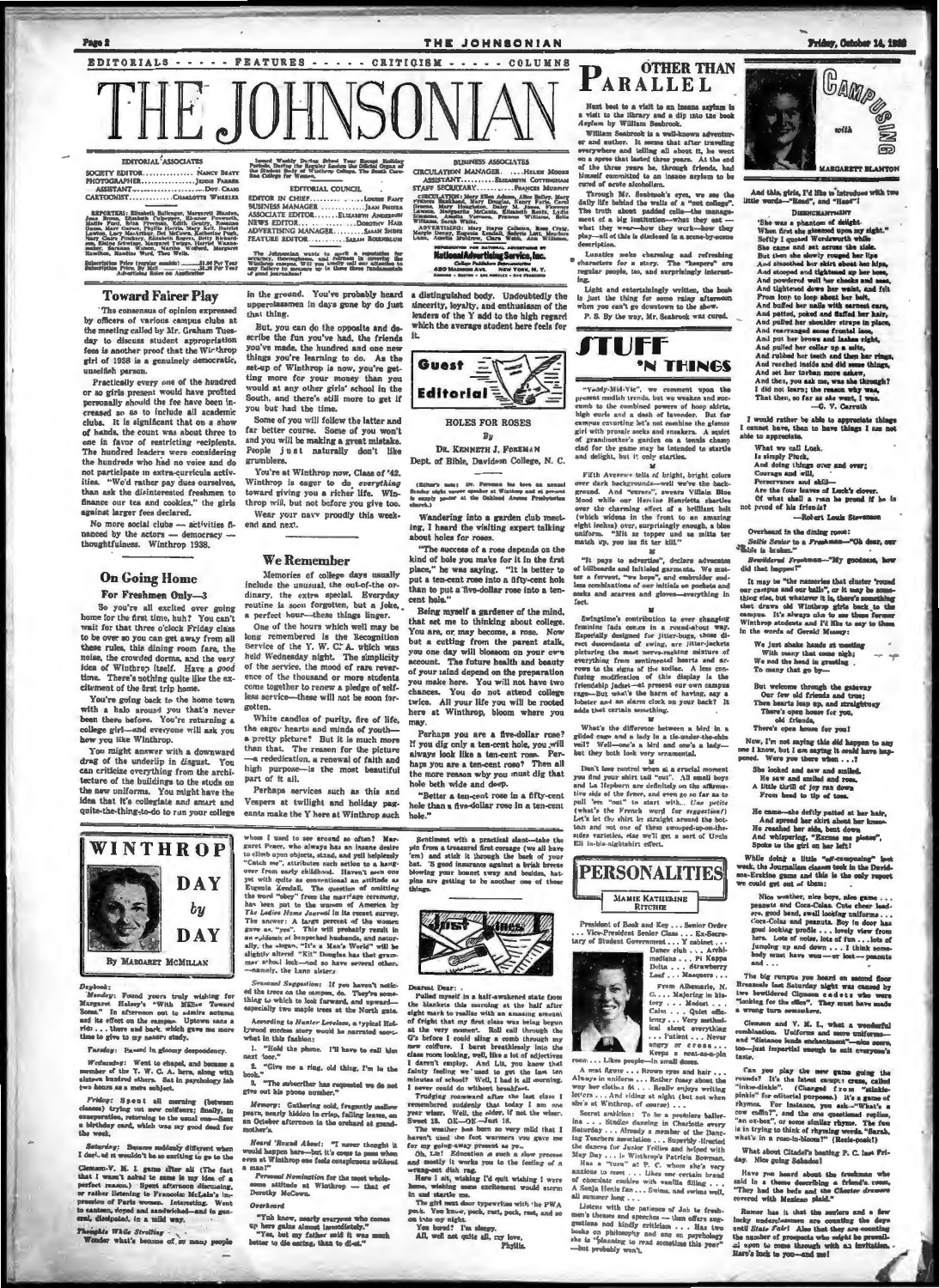# THE JOHNSONIAN

EDITORIALS - - - - - FEATURES - - - - - CRITICISM - - - - - COLUMNS

EDITORIAL ASSOCIATES

SOCIETY EDITOR.............. NANCY BEATY
PHOTOGRAPHER................ JESSIE PARKER
ASSISTANT.................... DOT CRAIG
CARTOONIST.................. CHARLOTTE WHEELER

REPORTERS: Elizabeth Ballenger, Margarett Blanton, Jane Brown, Elizabeth Culpepper, Eleanor Foxworth, Mattie Ford, Edna Freeman, Edith Gentry, Rosanne Gross, Mary Gaitney, Phyllis Harris, Mary Kell, Harriet Lawton, Lucy MacArthur, Dot McCown, Katherine Fush, Mary Claire Pinckney, Elizabeth Rogers, Betty Richardson, Elaine Schwinge, Margaret Twiggs, Harriet Wannamaker, Rosanne Wilson, Martha Wofford, Margaret Hamilton, Madeline Ward, Theo Wells.

Subscription Price (regular session) ........ $1.00 Per Year
Subscription Price, By Mail ................ $1.50 Per Year
Advertising Rates on Application

Issued Weekly During School Year Except Holiday Periods During the Regular Session the Official Organ of the Student Body of Winthrop College, The South Carolina College for Women.

EDITORIAL COUNCIL

EDITOR IN CHIEF.............. LOUISE FANT
BUSINESS MANAGER ............ JEAN PREVER
ASSOCIATE EDITOR........ ELIZABETH ABERNETHY
NEWS EDITOR.................. DOROTHY HAIR
ADVERTISING MANAGER......... SARAH SHIDE
FEATURE EDITOR.......... SARAH ROSENBAUM

The Johnsonian wants to merit a reputation for accuracy, thoroughness, and fairness in covering the Winthrop campus. Will you kindly call our attention to any failure to measure up in these three fundamentals of good journalism?

BUSINESS ASSOCIATES

CIRCULATION MANAGER......HELEN MOORE
ASSISTANT.........ELIZABETH COTTINGHAM
STAFF SECRETARY..........FRANCES MURPHY

CIRCULATION: Mary Ellen Adams, Alice Bailey, Mary Frances Burkhard, Mary Douglas, Nancy Faris, Carol Greene, Mary Houghton, Dolly M. Jones, Florence Lawson, Marguerite McCants, Elizabeth Smith, Lydia Simmons, Anita Stevens, Frances Williams, Belle Williams, Sarah White.

ADVERTISING: Mary Hayne Calhoun, Rose Craig, Margie Denny, Eugenia Kendall, Roberta Lott, Madeline Lucas, Amelia Muldrow, Clara Webb, Ann Williams.

REPRESENTED FOR NATIONAL ADVERTISING BY
National Advertising Service, Inc.
College Publishers Representative
420 MADISON AVE. NEW YORK, N. Y.
CHICAGO · BOSTON · LOS ANGELES · SAN FRANCISCO

## Toward Fairer Play

The consensus of opinion expressed by officers of various campus clubs at the meeting called by Mr. Graham Tuesday to discuss student appropriation fees is another proof that the Winthrop girl of 1938 is a genuinely democratic, unselfish person.

Practically every *one* of the hundred or so girls present would have profited personally should the fee have been increased so as to include all academic clubs. It is significant that on a show of hands, the count was almost three to one in favor of restricting recipients. The hundred leaders were considering the hundreds who had no voice and do not participate in extra-curricula activities. "We'd rather pay dues ourselves, than ask the disinterested freshmen to finance our tea and cookies," the girls against larger fees declared.

No more social clubs — activities financed by the actors — democracy — thoughtfulness. Winthrop 1938.

## On Going Home

### For Freshmen Only—3

So you're all excited over going home for the first time, huh? You can't wait for that three o'clock Friday class to be over so you can get away from all these rules, this dining room fare, the noise, the crowded dorms, and the very idea of Winthrop itself. Have a *good* time. There's nothing quite like the excitement of the first trip home.

You're going back to the home town with a halo around you that's never been there before. You're returning a college girl—and everyone will ask you how you like Winthrop.

You might answer with a downward drag of the underlip in disgust. You can criticize everything from the architecture of the buildings to the studs on the new uniforms. You might have the idea that it's collegiate and smart and quite-the-thing-to-do to run your college in the ground. You've probably heard upperclassmen in days gone by do just that thing.

But, you can do the opposite and describe the fun you've had, the friends you've made, the hundred and one new things you're learning to do. As the set-up of Winthrop is now, you're getting more for your money than you would at any other girls' school in the South, and there's still more to get if you but had the time.

Some of you will follow the latter and far better course. Some of you won't and you will be making a great mistake. People just naturally don't like grumblers.

You're at Winthrop now, Class of '42. Winthrop is eager to do *everything* toward giving you a richer life. Winthrop will, but not before you give too.

Wear your navy proudly this weekend and next.

## We Remember

Memories of college days usually include the unusual, the out-of-the-ordinary, the extra special. Everyday routine is soon forgotten, but a joke, a perfect hour—these things linger.

One of the hours which well may be long remembered is the Recognition Service of the Y. W. C. A. which was held Wednesday night. The simplicity of the service, the mood of rare reverence of the thousand or more students come together to renew a pledge of selfless service—these will not be soon forgotten.

White candles of purity, fire of life, the eager hearts and minds of youth—a pretty picture? But it is much more than that. The reason for the picture —a rededication, a renewal of faith and high purpose—is the most beautiful part of it all.

Perhaps services such as this and Vespers at twilight and holiday pageants make the Y here at Winthrop such a distinguished body. Undoubtedly the sincerity, loyalty, and enthusiasm of the leaders of the Y add to the high regard which the average student here feels for it.

## Guest Editorial

### HOLES FOR ROSES

By

DR. KENNETH J. FOREMAN

Dept. of Bible, Davidson College, N. C.

(Editor's note: Dr. Foreman has been an annual Sunday night vesper speaker at Winthrop and at present is supply pastor at the Oakland Avenue Presbyterian church.)

Wandering into a garden club meeting, I heard the visiting expert talking about holes for roses.

"The success of a rose depends on the kind of hole you make for it in the first place," he was saying. "It is better to put a ten-cent rose into a fifty-cent hole than to put a five-dollar rose into a ten-cent hole."

Being myself a gardener of the mind, that set me to thinking about college. You are, or may become, a rose. Now but a cutting from the parent stalk, you one day will blossom on your own account. The future health and beauty of your mind depend on the preparation you make here. You will not have two chances. You do not attend college twice. All your life you will be rooted here at Winthrop, bloom where you may.

Perhaps you are a five-dollar rose? If you dig only a ten-cent hole, you will always look like a ten-cent rose. Perhaps you are a ten-cent rose? Then all the more reason why you must dig that hole both wide and deep.

"Better a ten-cent rose in a fifty-cent hole than a five-dollar rose in a ten-cent hole."

# WINTHROP DAY by DAY

By MARGARET MCMILLAN

*Daybook:*

*Monday:* Found yours truly wishing for Margaret Halsey's "With Malice Toward Some." In afternoon out to admire autumn and its effect on the campus. Uptown on a ride . . . there and back, which gave me more time to give to my nearer study.

*Tuesday:* Passed in gloomy despondency.

*Wednesday:* Went to chapel, and became a member of the Y. W. C. A. here, along with sixteen hundred others. Sat in psychology lab two hours as a mere subject.

*Friday:* Spent all morning (between classes) trying out new coiffures; finally, in exasperation, returning to the usual one—Sent a birthday card, which was my good deed for the week.

*Saturday:* Became suddenly different when I decided it wouldn't be so exciting to go to the Clemson-V. M. I. game after all (The fact that I wasn't asked to same is my idea of a perfect reason.) Spent afternoon discussing, or rather listening to Francoise McLain's impression of Paris women. Interesting. Went to canteen, doped and sandwiched—and in general, dissipated, in a mild way.

*Thought While Strolling*

Wonder what's become of so many people whom I used to see around so often? Margaret Peace, who always has an insane desire to climb upon objects, stand, and yell helplessly "Catch me", attributes such action to a hangover from early childhood. Haven't seen one yet with quite as conventional an attitude as Eugenia Kendall. The question of omitting the word "obey" from the marriage ceremony, has been put to the women of America by *The Ladies Home Journal* in its recent survey. The answer: A large percent of the women gave an "yes". This will probably result in an epidemic of henpecked husbands, and naturally, the slogan, "It's a Man's World" will be slightly altered "Kit" Douglas has that grammar school look—and so have several others —namely, the Lane sisters.

*Seasonal Suggestion:* If you haven't noticed the trees on the campus, do. They're something to which to look forward, and upward—especially two maple trees at the North gate.

*According to Hunter Lovelace*, a typical Hollywood motion story would be narrated somewhat in this fashion:

1. "Hold the phone. I'll have to call him next 'ces'."
2. "Give me a ring, old thing, I'm in the book."
3. "The subscriber has requested we do not give out his phone number."

*Memory:* Gathering cold, fragrantly mellow pears, nearly hidden in crisp, falling leaves, on an October afternoon in the orchard at grandmother's.

*Heard 'Round About:* "I never thought it would happen here—but it's come to pass when even at Winthrop one feels conspicuous without a man!"

*Personal Nomination* for the most wholesome attitude at Winthrop — that of Dorothy McCown.

*Overheard*

"You know, nearly everyone who comes up here gains almost immediately."

"Yes, but my father said it was much better to die eating, than to diet."

Sentiment with a practical slant—take the pin from a treasured first corsage (we all have 'em) and stick it through the back of your hat. 'S good insurance against a brisk breeze blowing your bonnet away and besides, hatpins are getting to be another one of those things.

## Just Lines

Dearest Dear:

Pulled myself in a half-awakened state from the blankets this morning at the half after eight mark to realize with an amazing amount of fright that my first class was being begun at the very moment. Roll call though the G's before I could sling a comb through my new coiffure. I burst breathlessly into the class room looking, well, like a lot of adjectives I daren't employ. And Liz, you know that fainty feeling we used to get the last ten minutes of a lecture. Well, I had it all morning. I never could do without breakfast.

Trudging roomward after the last class I remembered suddenly that today I am one year wiser. Well, the older, if not the wiser. Sweet 18. OK—OK—Just 18.

The weather has been so very mild that I haven't used the foot warmers you gave me for my going-away present as ye...

Oh, Liz! Education is such a slow process and mostly it works you to the feeling of a wrung-out dish rag.

Here I sit, wishing I'd quit wishing I were home, wishing some excitement would storm in and startle me.

The girl next door typewrites with the PWA pock. Two hours; peck, rest, peck, rest, and so on into my night.

You bored? I'm sleepy.

All well not quite all, my love,

Phyllis.

# OTHER THAN PARALLEL

Next best to a visit to an insane asylum is a visit to the library and a dip into the book *Asylum* by William Seabrook.

William Seabrook is a well-known adventurer and author. It seems that after traveling everywhere and telling all about it, he went on a spree that lasted three years. At the end of the three years he, through friends, had himself committed to an insane asylum to be cured of acute alcoholism.

Through Mr. Seabrook's eyes, we see the daily life behind the walls of a "nut college". The truth about padded cells—the management of a big institution—what they eat—what they wear—how they work—how they play—all of this is disclosed in a scene-by-scene description.

Lunatics make charming and refreshing characters for a story. The "keepers" are regular people, too, and surprisingly interesting.

Light and entertainingly written, the book is just the thing for some rainy afternoon when you can't go downtown to the show.

P. S. By the way, Mr. Seabrook was cured.

# STUFF 'N THINGS

"Vandy-Mid-Vic", we comment upon the present modish trends, but we weaken and succumb to the combined powers of hoop skirts, high curls and a dash of lavender. But for campus everytime let's not combine the glamor girl with prosaic socks and sneakers. A squint of grandmother's garden on a tennis champ clad for the game may be intended to startle and delight, but it only startles.

Fifth Avenue tells of bright, bright colors over dark backgrounds—well we've the background. And "wearers", swears Villain Blue Mood while our Heroine Henrietta chortles over the charming effect of a brilliant belt (which widens in the front to an amazing eight inches) over, surprisingly enough, a blue uniform. "Sit as topper and as mitts ter match up, you iss fit ter kill."

"It pays to advertise", declare advocates of billboards and initialed garments. We muster a fervent, "we hope", and embroider endless combinations of our initials on pockets and socks and scarves and gloves—everything in fact.

Swingtime's contribution to ever changing feminine fads comes in a round-about way. Especially designed for jitter-bugs, those direct descendants of swing, are jitter-jackets picturing the most nerve-racking mixture of everything from sentimental hearts and arrows to the signs of the zodiac. A less confusing modification of this display is the friendship jacket—at present our own campus rage—But what's the harm of having, say a lobster and an alarm clock on your back? It adds that certain something.

What's the difference between a bird in a gilded cage and a lady in a tie-under-the-chin veil? Well—one's a bird and one's a lady—but they both look very ornamental.

Don't lose control when at a crucial moment you find your shirt tail "out". All small boys and La Hepburn are definitely on the affirmative side of the fence, and even go so far as to pull 'em "out" to start with. *Une petite* (what's the French word for *suggestion?*) Let's let the shirt be straight around the bottom and not one of these swooped-up-on-the-sides varieties, else we'll get a sort of Uncle Eli in-his-nightshirt effect.

# PERSONALITIES

MAMIE KATHERINE RITCHIE

President of Book and Key . . . Senior Order . . . Vice-President Senior Class . . . Ex-Secretary of Student Government . . . Y cabinet . . . Dance club . . . Archimedians . . . Pi Kappa Delta . . . Strawberry Leaf . . . Masquers . . .

From Albemarle, N. C. . . . Majoring in history . . . Modest . . . Calm . . . Quiet efficiency . . . Very methodical about everything . . . Patient . . . Never angry or cross . . . Keeps a neat-as-a-pin room . . . Likes people—in small doses.

A neat figure . . . Brown eyes and hair . . . Always in uniform . . . Rather fussy about the way her clothes fit . . . Really enjoys writing letters . . . And riding at night (but not when she's at Winthrop, of course) . . .

Secret ambition: To be a premiere ballerina . . . Studies dancing in Charlotte every Saturday . . . Already a member of the Dancing Teachers association . . . Superbly directed the dances for Junior Follies and helped with May Day . . . Is Winthrop's Patricia Bowman. Has a "thing" at P. C. whom she's very anxious to meet . . . Likes one certain brand of chocolate cookies with vanilla filling . . . A Sonja Henie fan . . . Swims, and swims well, all summer long . . .

Listens with the patience of Job to freshmen's themes and speeches — then offers suggestions and kindly criticism . . . Has two books on philosophy and one on psychology she is "planning to read sometime this year" —but probably won't.

# CAMPUSING

with

MARGARETT BLANTON

And this, girls, I'd like to introduce with two little words—"Read", and "Heed"!

DISENCHANTMENT

She was a phantom of delight
When first she gleamed upon my sight.
Softly I quoted Wordsworth while
She came and sat across the aisle.
But then she slowly rouged her lips
And smoothed her skirt about her hips,
And stooped and tightened up her hose,
And powdered well her cheeks and nose,
And tightened down her waist, and felt
From loop to loop about her belt,
And buffed her nails with earnest care,
And patted, poked and fluffed her hair,
And pulled her shoulder straps in place,
And rearranged some frontal lace,
And put her brows and lashes right,
And pulled her collar up a mite,
And rubbed her teeth and then her rings,
And reached inside and did some things,
And set her turban more askew,
And then, you ask me, was she through?
I did not learn; the reason why was,
That then, so far as she went, I was.

—G. V. Carroll.

I would rather be able to appreciate things I cannot have, than to have things I am not able to appreciate.

What we call Luck,
Is simply Pluck,
And doing things over and over;
Courage and will,
Perseverance and skill—
Are the four leaves of Luck's clover.
Of what shall a man be proud if he is not proud of his friends?

—Robert Louis Stevenson

Overheard in the dining room:

*Sollie Senior to a Freshman*—"Oh dear, our table is broken."

*Bewildered Freshman*—"My goodness, how did that happen?"

It may be "the memories that cluster 'round our campus and our halls", or it may be something else, but whatever it is, there's something that draws old Winthrop girls back to the campus. It's always nice to see those former Winthrop students and I'd like to say to them in the words of Gerald Massey:

We just shake hands at meeting
With many that come nigh;
We nod the head in greeting
To many that go by—

But welcome through the gateway
Our few old friends and true;
Then hearts leap up, and straightway
There's open house for you,
Old friends,
There's open house for you!

Now, I'm not saying this did happen to any one I know, but I am saying it *could* have happened. Were you there when . . .?

She looked and saw and smiled,
He saw and smiled and rose,
A little thrill of joy ran down
From head to tip of toes.

He came—she deftly patted at her hair,
And spread her skirt about her knees—
He reached her side, bent down
And whispering, "Excuse me please",
Spoke to the girl on her left!

While doing a little "self-campaigning" last week, the Journalism classes took in the Davidson-Erskine game and this is the only report we could get out of them:

Nice weather, nice boys, nice game . . . peanuts and Coca-Colas. Cute cheer leaders, good band, swell looking uniforms . . . Coca-Colas and peanuts. Boy in door has good looking profile . . . lovely view from here. Lots of noise, lots of fun . . . lots of jumping up and down . . . I think somebody must have won—or lost—peanuts and . . .

The big rompus you heard on second floor Breazeale last Saturday night was caused by two bewildered Clemson cadets who were "looking for the office". They must have made a wrong turn somewhere.

Clemson and V. M. I., what a wonderful combination. Uniforms and more uniforms—and "distance lends enchantment"—nice scores, too—just impartial enough to suit everyone's taste.

Can you play the new game going the rounds? It's the latest campus craze, called "inkee-dinkie". (Changed from "stinkie-pinkie" for editorial purposes.) It's a game of rhymes. For instance, you ask—"What's a cow collar?", and the one questioned replies, "an ox-box", or some similar rhyme. The fun is in trying to think of rhyming words. "Sarah, what's in a rose-in-bloom?" (Rose-boom!)

What about Citadel's beating P. C. last Friday. Nice going Sabadoo!

Have you heard about the freshman who said in a theme describing a friend's room, "They had the beds and the *Chester drawers* covered with Mexican shawls."

Rumor has it that the seniors and a few lucky underclassmen are counting the days until *State Fair!* Also that they are counting the number of pounds and the weight of pencils, all upon to come through with an invitation. Here's luck to you—and me!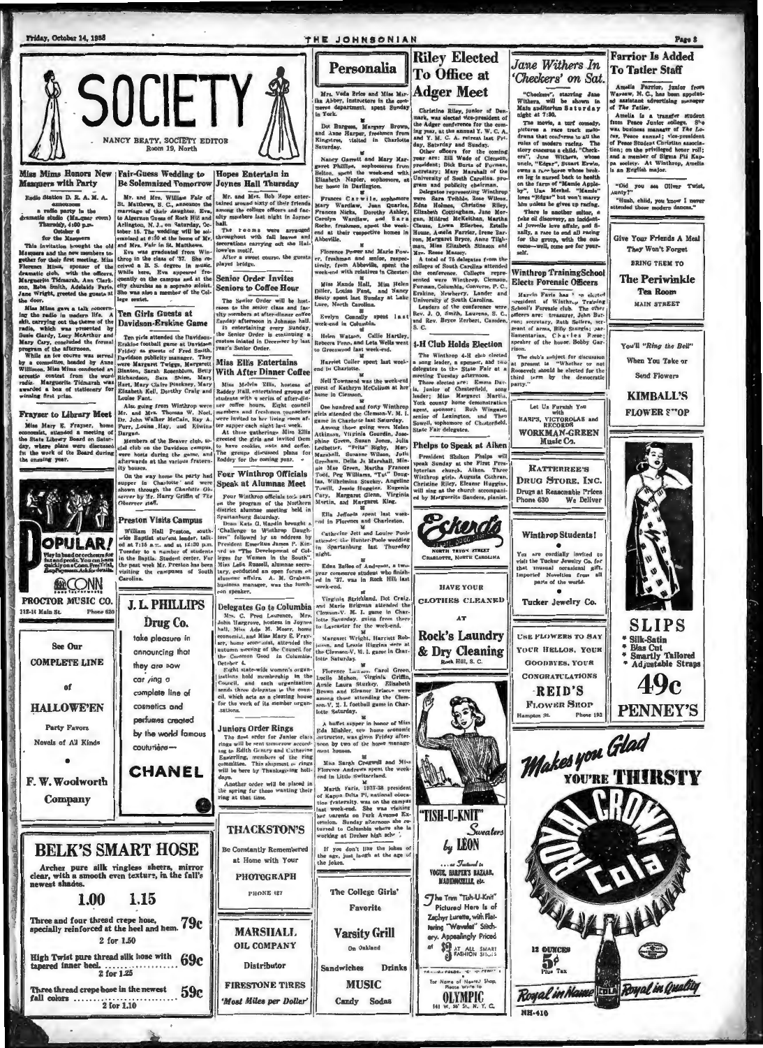# SOCIETY

NANCY BEATY, SOCIETY EDITOR
Room 19, North

## Miss Mims Honors New Masquers with Party

Radio Station D. E. A. M. A. announces a radio party in the dramatic studio (Masquer room) Thursday, 4:00 p.m. October 6 for the Masquers

This invitation brought the old Masquers and the new members together for their first meeting. Miss Florence Mims, sponsor of the dramatic club, with the officers, Marguerite Tidmarsh, Ann Clarkson, Reba Smith, Adelaide Paris, Jane Wright, greeted the guests at the door.

Miss Mims gave a talk concerning the radio in modern life. A skit, carrying out the theme of the radio, which was presented by Susie Clardy, Lucy McArthur and Mary Cary, concluded the formal program of the afternoon.

While an ice course was served by a committee, headed by Anne Williams, Miss Mims conducted an acrostic contest from the word radio. Marguerite Tidmarsh was awarded a box of stationery for winning first prize.

## Frayser to Library Meet

Miss Mary E. Frayser, home economist, attended a meeting of the State Library Board on Saturday, where plans were discussed for the work of the Board during the ensuing year.

## Fair-Guess Wedding to Be Solemnized Tomorrow

Mr. and Mrs. William Fair of St. Matthews, S. C., announce the marriage of their daughter, Eva, to Algernon Guess of Rock Hill and Arlington, N. J., on Saturday, October 15. The wedding will be solemnized at 6:30 at the home of Mr. and Mrs. Fair in St. Matthews.

Eva was graduated from Winthrop in the class of '37. She received a B. S. degree in music. While here, Eva appeared frequently on the campus and at the city churches as a soprano soloist. She was also a member of the College sextet.

## Ten Girls Guests at Davidson-Erskine Game

Ten girls attended the Davidson-Erskine football game at Davidson Friday as guests of Fred Smith, Davidson publicity manager. They were Margaret Twiggs, Margarett Blanton, Sarah Rosenbaum, Betty Richardson, Sara Shine, Mary Hart, Mary Claire Pinckney, Mary Elizabeth Kell, Dorothy Craig and Louise Fant.

Also going from Winthrop were Mr. and Mrs. Thomas W. Noel, Dr. John Walker McCain, Ray A. Furr, Louise Hay, and Edwina Dargan.

Members of the Beaver club, social club on the Davidson campus, were hosts during the game, and afterwards at the various fraternity houses.

On the way home the party had supper in Charlotte and were shown through the Charlotte Observer by Mr. Harry Griffin of The Observer staff.

## Preston Visits Campus

William Hall Preston, southwide Baptist student leader, talked at 7:15 a.m. and at 12:30 p.m. Tuesday to a number of students in the Baptist Student center. For the past week Mr. Preston has been visiting the campuses of South Carolina.

## Hopes Entertain in Joynes Hall Thursday

Mr. and Mrs. Bob Hope entertained around sixty of their friends among the college officers and faculty members last night in Joynes hall.

The rooms were arranged throughout with fall leaves and decorations carrying out the Hallowe'en motif.

After a sweet course, the guests played bridge.

## Senior Order Invites Seniors to Coffee Hour

The Senior Order will be hostesses to the senior class and faculty members at after-dinner coffee Sunday afternoon in Johnson hall. In entertaining every Sunday, the Senior Order is continuing a custom inaugurated in December by last year's Senior Order.

## Miss Ellis Entertains With After Dinner Coffee

Miss Melvin Ellis, hostess of Roddey Hall, entertained groups of students with a series of after-dinner coffee hours. Eight council members and freshmen counselors were invited to her living room after supper each night last week.

At these gatherings Miss Ellis greeted the girls and invited them to have cookies, nuts and coffee. The groups discussed plans for Roddey for the coming year.

## Four Winthrop Officials Speak at Alumnae Meet

Four Winthrop officials took part on the program of the Northern district alumnae meeting held in Spartanburg Saturday.

Dean Kate G. Hardin brought a "Challenge to Winthrop Daughters" followed by an address by President Emeritus James P. Kinard on "The Development of Colleges for Women in the South". Miss Leila Russell, alumnae secretary, conducted an open forum on alumnae affairs. A. M. Graham, business manager, was the luncheon speaker.

## Delegates Go to Columbia

Mrs. C. Fred Laurence, Mrs. John Hargrove, hostess in Joynes hall, Miss Ada M. Moore, home economist, and Miss Mary E. Frayser, home economist, attended the autumn meeting of the Council for the Common Good in Columbia, October 4.

Eight state-wide women's organizations hold membership in the Council, and each organization sends three delegates to the council, which acts as a clearing house for the work of its member organizations.

## Juniors Order Rings

The first order for Junior class rings will be sent tomorrow according to Edith Genary and Catherine Easterling, members of the ring committee. This shipment of rings will be here by Thanksgiving holidays.

Another order will be placed in the spring for those wanting their ring at that time.

## Personalia

Mrs. Veda Brice and Miss Mariha Abbey, instructors in the commerce department, spent Sunday in York.

Dot Burgess, Margery Brown, and Anne Harper, freshmen from Kingstree, visited in Charlotte Saturday.

Nancy Garrett and Mary Margaret Phillips, sophomores from Belton, spent the week-end with Elizabeth Napier, sophomore, at her home in Darlington.

Frances Carwile, sophomore, Mary Wardlaw, Jean Quarles, Frances Nicks, Dorothy Ashley, Carolyn Wardlaw, and Sara Roche, freshmen, spent the week-end at their respective homes in Abbeville.

Florence Power and Marie Power, freshman and senior, respectively, from Abbeville, spent the week-end with relatives in Chester.

Miss Maude Hall, Miss Helen Diller, Louise Fant, and Nancy Beaty spent last Sunday at Lake Lure, North Carolina.

Evelyn Connelly spent last week-end in Columbia.

Helen Watson, Callie Hartley, Rebecca Fenn, and Leta Wells went to Greenwood last week-end.

Harriet Culler spent last week-end in Charlotte.

Nell Townsend was the week-end guest of Kathryn McCollum at her home in Clemson.

One hundred and forty Winthrop girls attended the Clemson-V. M. I. game in Charlotte last Saturday. Among those going were Helen Atkinson, Virginia Gourdin, Josephine Green, Susan Jones, Julia Ledbetter, "Fritz" Bigby, Mary Marshall, Susanne Wilson, Julia Gresham, Della Jo Marshall, Minnie Mae Green, Martha Frances Todd, Peg Williams, "Tut" Douglas, Wilhelmina Stuckey, Angeline Tuwill, Jessie Huggins, Eugenia Cary, Margaret Glenn, Virginia Martin, and Margaret King.

Ella Jefferis spent last week-end in Florence and Charleston.

Catherine Jett and Louise Poole attended the Hunter-Poole wedding in Spartanburg last Thursday night.

Edna Belles of Anderson, a two-year commerce student who finished in '37, was in Rock Hill last week-end.

Virginia Strickland, Dot Craig, and Marie Brigman attended the Clemson-V. M. I. game in Charlotte Saturday, going from there to Lancaster for the week-end.

Margaret Wright, Harriett Robinson, and Louise Higgins were at the Clemson-V. M. I. game in Charlotte Saturday.

Florence Lawson, Carol Green, Lucile Mahon, Virginia Griffin, Annie Laura Stuckey, Elizabeth Brown and Eleanor Briscoe were among those attending the Clemson-V. M. I. football game in Charlotte Saturday.

A buffet supper in honor of Miss Eda Mishler, new home economic instructor, was given Friday afternoon by two of the home management houses.

Miss Sarah Cresswell and Miss Florence Andrews spent the week-end in Little Switzerland.

Marth Faris, 1937-38 president of Kappa Delta Pi, national education fraternity, was on the campus last week-end. She was visiting her parents on Park Avenue Extension. Sunday afternoon she returned to Columbia where she is working at Dreher high school.

If you don't like the jokes of the age, just laugh at the age of the jokes.

## Riley Elected To Office at Adger Meet

Christine Riley, junior of Denmark, was elected vice-president of the Adger conference for the coming year, at the annual Y. W. C. A. and Y. M. C. A. retreat last Friday, Saturday and Sunday.

Other officers for the coming year are: Bill Wade of Clemson, president; Dick Burts of Furman, secretary; Mary Marshall of the University of South Carolina, program and publicity chairman.

Delegates representing Winthrop were Sara Tribble, Rose Wilcox, Edna Holmes, Christine Riley, Elizabeth Cottingham, Jane Morgan, Mildred McKeithan, Martha Clause, Liewa Ellerbee, Estelle House, Amelia Farrior, Irene Barron, Margaret Bryce, Anne Tillman, Miss Elizabeth Stinson and Mrs. Reese Massey.

A total of 75 delegates from the colleges of South Carolina attended the conference. Colleges represented were Winthrop, Clemson, Furman, Columbia, Converse, P. C., Erskine, Newberry, Lander and University of South Carolina.

Leaders of the conference were Rev. J. O. Smith, Laurens, S. C., and Rev. Bryce Herbert, Camden, S. C.

## 4-H Club Holds Election

The Winthrop 4-H club elected a song leader, a sponsor, and two delegates to the State Fair at a meeting Tuesday afternoon.

Those elected are: Emma Davis, junior of Chesterfield, song leader; Miss Margaret Martin, York county home demonstration agent, sponsor; Ruth Wingard, senior of Lexington, and Thea Sowell, sophomore of Chesterfield, State Fair delegates.

## Phelps to Speak at Aiken

President Shelton Phelps will speak Sunday at the First Presbyterian church, Aiken. Three Winthrop girls, Augusta Calhoun, Christine Riley, Eleanor Huggins, will sing at the church accompanied by Marguerite Sanders, pianist.

## Jane Withers In 'Checkers' on Sat.

"Checkers", starring Jane Withers, will be shown in Main auditorium Saturday night at 7:30.

The movie, a turf comedy, pictures a race track melodrama that conforms to all the rules of modern racing. The story concerns a child. "Checkers", Jane Withers, whose uncle, "Edgar", Stuart Erwin, owns a race horse whose broken leg is nursed back to health on the farm of "Mamie Appleby", Una Merkel. "Mamie" loves "Edgar" but won't marry him unless he gives up racing.

There is another suitor, a fake oil discovery, an incidental juvenile love affair, and finally, a race to end all racing for the group, with the outcome—well, come see for yourself.

## Winthrop Training School Elects Forensic Officers

Marvin Faris has been elected president of Winthrop Training School's Forensic club. The other officers are: treasurer, John Barron; secretary, Ruth Sellers, sergeant of arms, Billy Sturgis; parliamentarian, Charles Rose; speaker of the house, Bobby Garrison.

The club's subject for discussion at present is "Whether or not Roosevelt should be elected for the third term by the democratic party."

## Farrior Is Added To Tatler Staff

Amelia Farrior, junior from Warsaw, N. C., has been appointed assistant advertising manager of *The Tatler*.

Amelia is a transfer student from Peace Junior college. She was business manager of *The Lotus*, Peace annual; vice-president of Peace Student Christian association; on the privileged honor roll; and a member of Sigma Phi Kappa society. At Winthrop, Amelia is an English major.

"Did you see Oliver Twist, Aunty?"

"Hush, child, you know I never attended those modern dances."

---

POPULAR! Play in band or orchestra for fun and profit. You can learn quickly on a Conn. Free Trial, Easy Payments. Ask for details.

CONN

PROCTOR MUSIC CO.
112-14 Main St. Phone 620

See Our COMPLETE LINE of HALLOWE'EN Party Favors Novels of All Kinds

F. W. Woolworth Company

J. L. PHILLIPS Drug Co.
take pleasure in announcing that they are now carrying a complete line of cosmetics and perfumes created by the world famous couturière— CHANEL

THACKSTON'S
Be Constantly Remembered at Home with Your PHOTOGRAPH
PHONE 127

MARSHALL OIL COMPANY
Distributor
FIRESTONE TIRES
'Most Miles per Dollar'

The College Girls' Favorite
Varsity Grill
On Oakland
Sandwiches Drinks MUSIC Candy Sodas

BELK'S SMART HOSE
Archer pure silk ringless sheers, mirror clear, with a smooth even texture, in the fall's newest shades.
1.00 1.15
Three and four thread crepe hose, specially reinforced at the heel and hem. 79c 2 for 1.50
High Twist pure thread silk hose with tapered inner heel. 69c 2 for 1.25
Three thread crepe hose in the newest fall colors 59c 2 for 1.10

Eckerd's
NORTH TRYON STREET
CHARLOTTE, NORTH CAROLINA

HAVE YOUR CLOTHES CLEANED AT Rock's Laundry & Dry Cleaning
Rock Hill, S. C.

"TISH-U-KNIT" Sweaters by LEON
...as Featured in VOGUE, HARPER'S BAZAAR, MADEMOISELLE, etc.
The Trim "Tish-U-Knit" Pictured Here Is of Zephyr Lurette, with Flattering "Wavelet" Stitchery. Appealingly Priced at $3 AT ALL SMART FASHION SHOPS
For Name of Nearest Shop, Please Write To
OLYMPIC
141 W. 36th St., N. Y. C.

Let Us Furnish You with HARPS, VICTROLAS and RECORDS
WORKMAN-GREEN Music Co.

KATTERREE'S DRUG STORE, INC.
Drugs at Reasonable Prices
Phone 630 We Deliver

Winthrop Students!
You are cordially invited to visit the Tucker Jewelry Co. for that unusual occasional gift. Imported Novelties from all parts of the world.
Tucker Jewelry Co.

USE FLOWERS TO SAY YOUR HELLOS, YOUR GOODBYES, YOUR CONGRATULATIONS
REID'S FLOWER SHOP
Hampton St. Phone 193

Give Your Friends A Meal They Won't Forget
BRING THEM TO
The Periwinkle Tea Room
MAIN STREET

You'll "Ring the Bell" When You Take or Send Flowers
KIMBALL'S FLOWER SHOP

SLIPS
* Silk-Satin
* Bias Cut
* Smartly Tailored
* Adjustable Straps
49c
PENNEY'S

Makes you Glad YOU'RE THIRSTY
Royal Crown Cola
12 OUNCES 5¢ Plus Tax
Royal in Name Royal in Quality
NH-410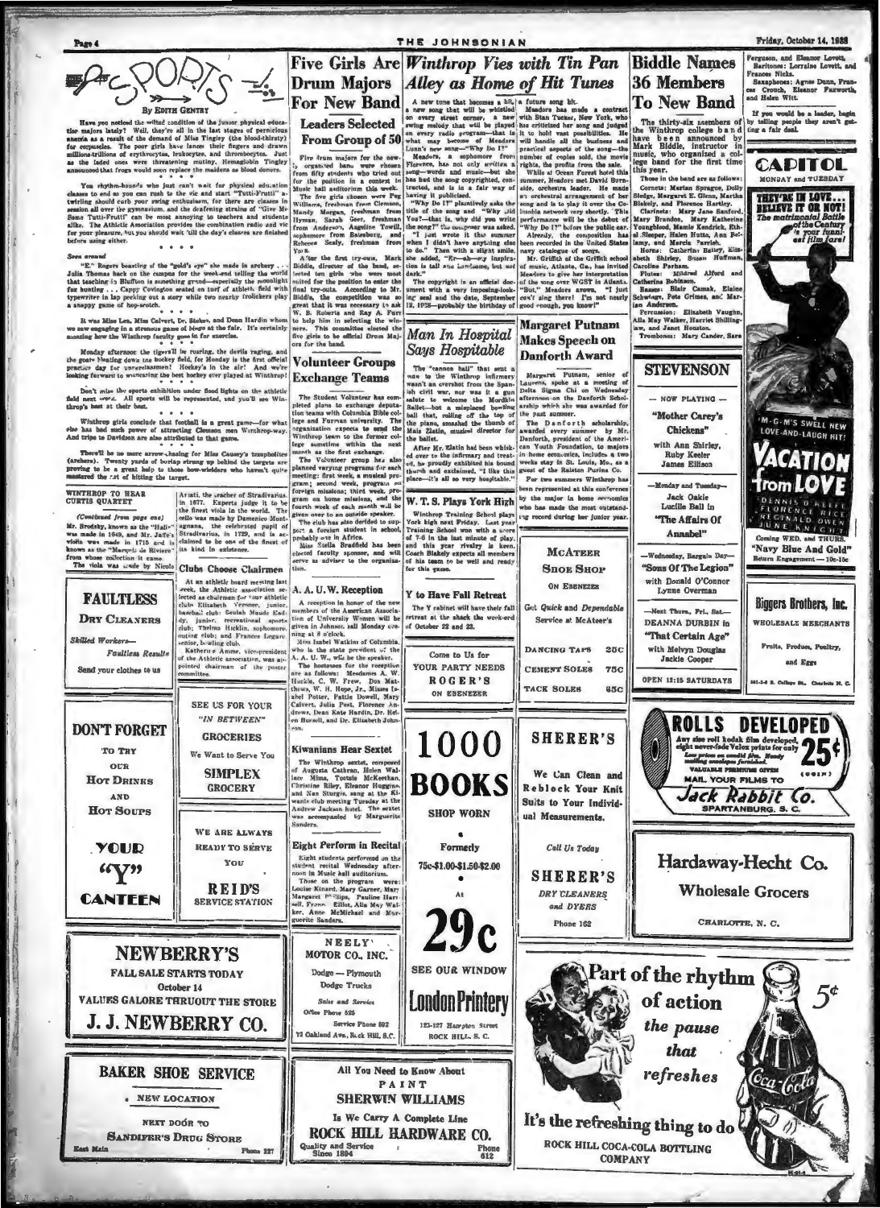# SPORTS

By EDITH GENTRY

Have you noticed the wilted condition of the junior physical education majors lately? Well, they're all in the last stages of pernicious anemia as a result of the demand of Miss Tingley (the blood-thirsty) for corpuscles. The poor girls have lances their fingers and drawn millions-trillions of erythrocytes, leukocytes, and thrombocytes. Just as the faded ones were threatening mutiny, Hemaglobin Tingley announced that frogs would soon replace the maidens as blood donors.

• • • •

You rhythm-hounds who just can't wait for physical education classes to end so you can rush to the vic and start "Tutti-Frutti" a-twirling should curb your swing enthusiasm, for there are classes in session all over the gymnasium, and the deafening strains of "Give Me Some Tutti-Frutti" can be most annoying to teachers and students alike. The Athletic Association provides the combination radio and vic for your pleasure, but you should wait 'till the day's classes are finished before using either.

• • • •

*Seen around*

"E." Rogers boasting of the "gold's eye" she made in archery . . . Julia Thomas back on the campus for the week-end telling the world that teaching in Bluffton is something grand—especially the moonlight for hunting . . . Cappy Covington seated on turf of athletic field with typewriter in lap pecking out a story while two nearby frolickers play a snappy game of hop-scotch.

• • • •

It was Miss Lea, Miss Calvert, Dr. Stokes, and Dean Hardin whom we saw engaging in a strenuous game of bingo at the fair. It's certainly amazing how the Winthrop faculty goes in for exercise.

• • • •

Monday afternoon the tigers'll be roaring, the devils raging, and the goats bleating down the hockey field, for Monday is the first official practice day for upperclassmen! Hockey's in the air! And we're looking forward to witnessing the best hockey ever played at Winthrop!

• • • •

Don't miss the sports exhibition under flood lights on the athletic field next week. All sports will be represented, and you'll see Winthrop's best at their best.

• • • •

Winthrop girls conclude that football is a great game—for what else has had such power of attracting Clemson men Winthrop-way. And trips to Davidson are also attributed to that game.

• • • •

There'll be no more arrow-chasing for Miss Causey's toxophilites (archers). Twenty yards of burlap strung up behind the targets are proving to be a great help to those bow-wielders who haven't quite mastered the art of hitting the target.

## WINTHROP TO HEAR CURTIS QUARTET

*(Continued from page one)*

Mr. Brodsky, known as the "Hall-" was made in 1649, and Mr. Jaffe's violin was made in 1715 and is known as the "Marquis de Riviere" from whose collection it came. The viola was made by Nicolo Amati, the teacher of Stradivarius, in 1677. Experts judge it to be the finest viola in the world. The cello was made by Damenico Montagnana, the celebrated pupil of Stradivarius, in 1729, and is acclaimed to be one of the finest of its kind in existence.

## Clubs Choose Chairmen

At an athletic board meeting last week, the Athletic association selected as chairmen for four athletic clubs Elizabeth Vermeer, junior, baseball club; Beulah Maude Eddy, junior, recreational sports club; Thelma Hicklin, sophomore, outing club; and Frances Legare, senior, bowling club.

Katherine Anne, vice-president of the Athletic association, was appointed chairman of the poster committee.

# Five Girls Are Drum Majors For New Band

## Leaders Selected From Group of 50

Five drum majors for the newly organized band were chosen from fifty students who tried out for the position in a contest in Music hall auditorium this week.

The five girls chosen were Peg Williams, freshman from Clemson, Mandy Morgan, freshman from Hyman, Sarah Geer, freshman from Anderson, Angeline Towill, sophomore from Batesburg, and Rebecca Sealy, freshman from York.

After the first try-outs, Mark Biddle, director of the band, selected ten girls who were most suited for the position to enter the final try-outs. According to Mr. Biddle, the competition was so great that it was necessary to ask W. B. Roberts and Ray A. Furr to help him in selecting the winners. This committee elected the five girls to be official Drum Majors for the band.

## Volunteer Groups Exchange Teams

The Student Volunteer has completed plans to exchange deputation teams with Columbia Bible college and Furman university. The organization expects to send the Winthrop team to the former college sometime within the next month as the first exchange.

The Volunteer group has also planned varying programs for each meeting: first week, a musical program; second week, program on foreign missions; third week, program on home missions, and the fourth week of each month will be given over to an outside speaker.

The club has also decided to support a foreign student in school, probably one in Africa.

Miss Stella Bradfield has been elected faculty sponsor, and will serve as adviser to the organization.

## A. A. U. W. Reception

A reception in honor of the new members of the American Association of University Women will be given in Johnson hall Monday evening at 8 o'clock.

Miss Isabel Watkins of Columbia, who is the state president of the A. A. U. W., will be the speaker.

The hostesses for the reception are as follows: Mesdames A. W. Huckle, C. W. Frew, Don Matthews, W. H. Hope, Jr., Misses Isabel Potter, Pattie Dowell, Mary Calvert, Julia Post, Florence Andrews, Dean Kate Hardin, Dr. Helen Bursell, and Dr. Elizabeth Johnson.

## Kiwanians Hear Sextet

The Winthrop sextet, composed of Augusta Cathran, Helen Wallace Minus, Tootsie McKeethan, Christine Riley, Eleanor Huggins, and Nan Sturgis, sang at the Kiwanis club meeting Tuesday at the Andrew Jackson hotel. The sextet was accompanied by Marguerite Sanders.

## Eight Perform in Recital

Eight students performed on the student recital Wednesday afternoon in Music hall auditorium.

Those on the program were: Louise Kinard, Mary Garner, Mary Margaret Phillips, Pauline Harrell, Frances Elliot, Alla May Walker, Anne McMichael and Marguerite Sanders.

# Winthrop Vies with Tin Pan Alley as Home of Hit Tunes

A new tune that becomes a hit, a new song that will be whistled on every street corner, a new swing melody that will be played on every radio program—that is what may become of Meadors Lunn's new song—"Why Do I?"

Meadors, a sophomore from Florence, has not only written a song—words and music—but she has had the song copyrighted, contracted, and is in a fair way of having it published.

"Why Do I?" plaintively asks the title of the song and "Why did You?"—that is, why did you write the song?" the composer was asked.

"I just wrote it this summer when I didn't have anything else to do." Then with a slight smile, she added, "Er—ah—my inspiration is tall and handsome, but not dark."

The copyright is an official document with a very imposing-looking seal and the date, September 12, 1938—probably the birthday of a future song hit.

Meadors has made a contract with Stan Tucker, New York, who has criticized her song and judged it to hold vast possibilities. He will handle all the business and practical aspects of the song—the number of copies sold, the movie rights, the profits from the sale.

While at Ocean Forest hotel this summer, Meadors met David Burnside, orchestra leader. He made an orchestral arrangement of her song and is to play it over the Columbia network very shortly. This performance will be the debut of "Why Do I?" before the public ear.

Already, the composition has been recorded in the United States navy catalogue of songs.

Mr. Griffith of the Griffith school of music, Atlanta, Ga., has invited Meadors to give her interpretation of the song over WGST in Atlanta.

"But," Meadors avows, "I just can't sing there! I'm not nearly good enough, you know!"

## Man In Hospital Says Hospitable

The "cannon ball" that sent a man to the Winthrop infirmary wasn't an overshot from the Spanish civil war, nor was it a gun salute to welcome the Mordkin Ballet—but a misplaced bowling ball that, rolling off the top of the piano, smashed the thumb of Mais Zlatin, musical director for the ballet.

After Mr. Zlatin had been whisked over to the infirmary and treated, he proudly exhibited his bound thumb and exclaimed, "I like this place—it's all so very hospitable."

## W. T. S. Plays York High

Winthrop Training School plays York high next Friday. Last year Training School won with a score of 7-6 in the last minute of play, and this year rivalry is keen. Coach Blakely expects all members of his team to be well and ready for this game.

## Y to Have Fall Retreat

The Y cabinet will have their fall retreat at the shack the week-end of October 22 and 23.

## Margaret Putnam Makes Speech on Danforth Award

Margaret Putnam, senior of Laurens, spoke at a meeting of Delta Sigma Chi on Wednesday afternoon on the Danforth Scholarship which she was awarded for the past summer.

The Danforth scholarship, awarded every summer by Mr. Danforth, president of the American Youth Foundation, to majors in home economics, includes a two weeks stay in St. Louis, Mo., as a guest of the Ralston Purina Co.

For two summers Winthrop has been represented at this conference by the major in home economics who has made the most outstanding record during her junior year.

# Biddle Names 36 Members To New Band

The thirty-six members of the Winthrop college band have been announced by Mark Biddle, instructor in music, who organized a college band for the first time this year.

Those in the band are as follows:

Cornets: Marian Sprague, Dolly Sledge, Margaret E. Glenn, Martha Blakely, and Florence Hartley.

Clarinets: Mary Jane Sanford, el Sleeper, Helen Hutto, Ann Bellamy, and Marcia Parrish. Mary Brandon, Mary Katherine Youngblood, Mamie Kendrick, Eth-

Horns: Catherine Bailey, Elizabeth Shirley, Susan Huffman, Caroline Parham.

Flutes: Mildred Alford and Catherine Robinson.

Basses: Blair Camak, Elaine Schwinge, Pete Grimes, and Marian Anderson.

Percussion: Elizabeth Vaughan, Alla May Walker, Harriet Shillinglaw, and Janet Houston.

Trombones: Mary Cander, Sara Ferguson, and Eleanor Lovett.

Baritones: Lorraine Lovett, and Frances Nicks.

Saxophones: Agnes Dunn, Frances Crouch, Eleanor Faxworth, and Helen Witt.

If you would be a leader, begin by telling people they aren't getting a fair deal.

---

FAULTLESS DRY CLEANERS

Skilled Workers—Faultless Results

Send your clothes to us

---

DON'T FORGET TO TRY OUR HOT DRINKS AND HOT SOUPS

YOUR "Y" CANTEEN

---

SEE US FOR YOUR "IN BETWEEN" GROCERIES

We Want to Serve You

SIMPLEX GROCERY

---

WE ARE ALWAYS READY TO SERVE YOU

REID'S SERVICE STATION

---

NEWBERRY'S

FALL SALE STARTS TODAY October 14

VALUES GALORE THRUOUT THE STORE

J. J. NEWBERRY CO.

---

BAKER SHOE SERVICE

NEW LOCATION

NEXT DOOR TO SANDIFER'S DRUG STORE

East Main — Phone 127

---

NEELY MOTOR CO., INC.

Dodge — Plymouth

Dodge Trucks

Sales and Service

Office Phone 525 — Service Phone 592

72 Oakland Ave., Rock Hill, S.C.

---

Come to Us for YOUR PARTY NEEDS

ROGER'S ON EBENEZER

---

1000 BOOKS

SHOP WORN

Formerly 75c-$1.00-$1.50-$2.00

At 29c

SEE OUR WINDOW

London Printery

123-127 Hampton Street

ROCK HILL, S. C.

---

All You Need to Know About PAINT

SHERWIN WILLIAMS

Is We Carry A Complete Line

ROCK HILL HARDWARE CO.

Quality and Service Since 1894 — Phone 612

---

McATEER SHOE SHOP

ON EBENEZER

Get Quick and Dependable Service at McAteer's

| | |
|---|---|
| DANCING TAPS | 25c |
| CEMENT SOLES | 75c |
| TACK SOLES | 65c |

---

SHERER'S

We Can Clean and Reblock Your Knit Suits to Your Individual Measurements.

Call Us Today

SHERER'S DRY CLEANERS and DYERS

Phone 162

---

STEVENSON

— NOW PLAYING —

"Mother Carey's Chickens"

with Ann Shirley, Ruby Keeler, James Ellison

—Monday and Tuesday—

Jack Oakie, Lucille Ball in "The Affairs Of Annabel"

—Wednesday, Bargain Day—

"Sons Of The Legion"

with Donald O'Connor, Lynne Overman

—Next Thurs., Fri., Sat.—

DEANNA DURBIN in "That Certain Age"

with Melvyn Douglas, Jackie Cooper

OPEN 12:15 SATURDAYS

---

CAPITOL

MONDAY and TUESDAY

THEY'RE IN LOVE ... BELIEVE IT OR NOT! The matrimonial Battle of the Century is your funniest film fare!

M-G-M'S SWELL NEW LOVE-AND-LAUGH HIT!

VACATION from LOVE

DENNIS O'KEEFE, FLORENCE RICE, REGINALD OWEN, JUNE KNIGHT

Coming WED. and THURS. "Navy Blue And Gold"

Return Engagement — 10c-15c

---

Biggers Brothers, Inc.

WHOLESALE MERCHANTS

Fruits, Produce, Poultry, and Eggs

---

ROLLS DEVELOPED 25¢

Any size roll kodak film developed, eight never-fade Velox prints for only

VALUABLE PREMIUMS GIVEN

MAIL YOUR FILMS TO

Jack Rabbit Co.

SPARTANBURG, S. C.

---

Hardaway-Hecht Co.

Wholesale Grocers

CHARLOTTE, N. C.

---

Part of the rhythm of action the pause that refreshes

5¢

Coca-Cola

It's the refreshing thing to do

ROCK HILL COCA-COLA BOTTLING COMPANY